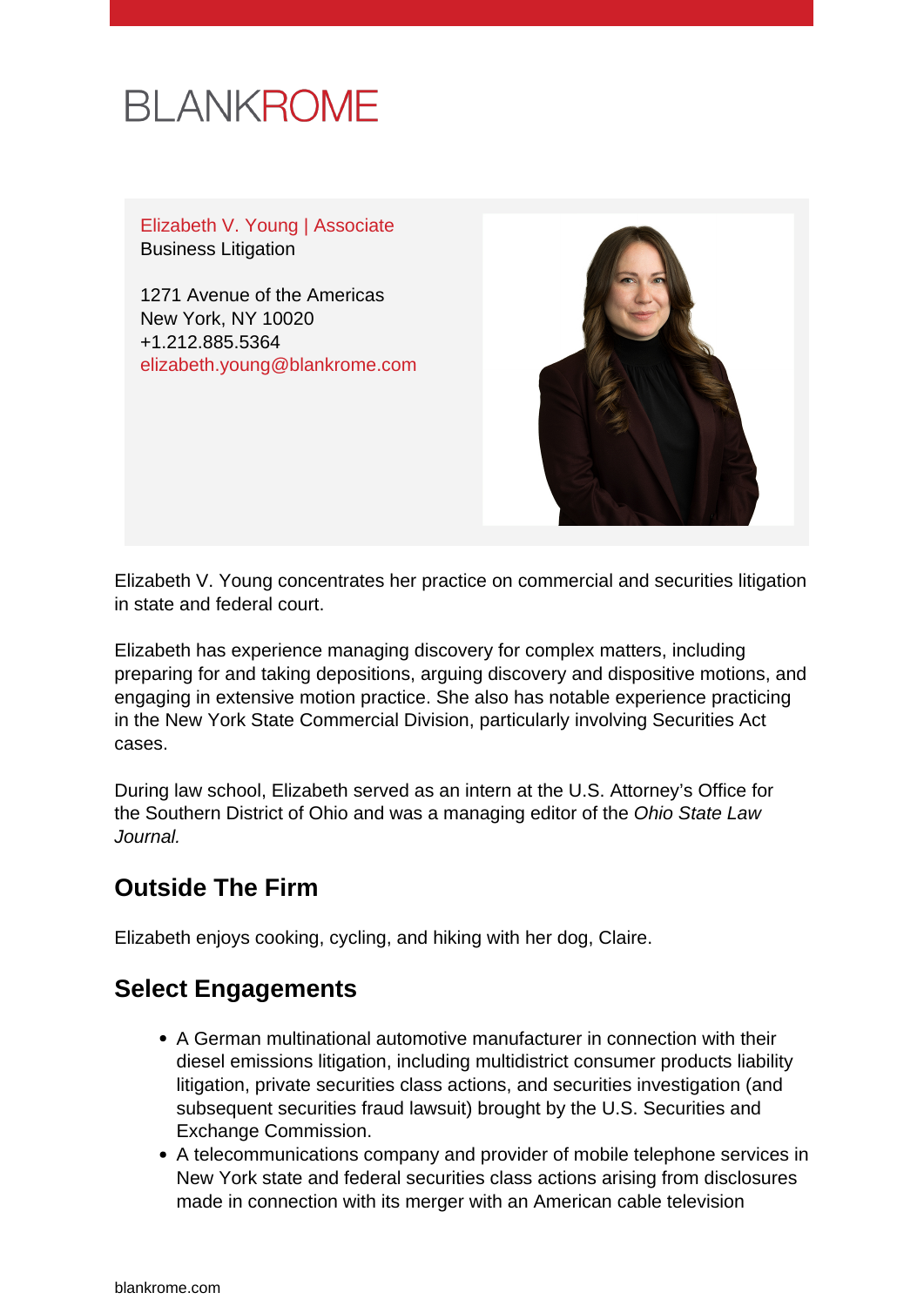BLANKROME

Elizabeth V. Young | Associate
Business Litigation

1271 Avenue of the Americas
New York, NY 10020
+1.212.885.5364
elizabeth.young@blankrome.com

Elizabeth V. Young concentrates her practice on commercial and securities litigation in state and federal court.

Elizabeth has experience managing discovery for complex matters, including preparing for and taking depositions, arguing discovery and dispositive motions, and engaging in extensive motion practice. She also has notable experience practicing in the New York State Commercial Division, particularly involving Securities Act cases.

During law school, Elizabeth served as an intern at the U.S. Attorney's Office for the Southern District of Ohio and was a managing editor of the *Ohio State Law Journal.*

## Outside The Firm

Elizabeth enjoys cooking, cycling, and hiking with her dog, Claire.

## Select Engagements

- A German multinational automotive manufacturer in connection with their diesel emissions litigation, including multidistrict consumer products liability litigation, private securities class actions, and securities investigation (and subsequent securities fraud lawsuit) brought by the U.S. Securities and Exchange Commission.
- A telecommunications company and provider of mobile telephone services in New York state and federal securities class actions arising from disclosures made in connection with its merger with an American cable television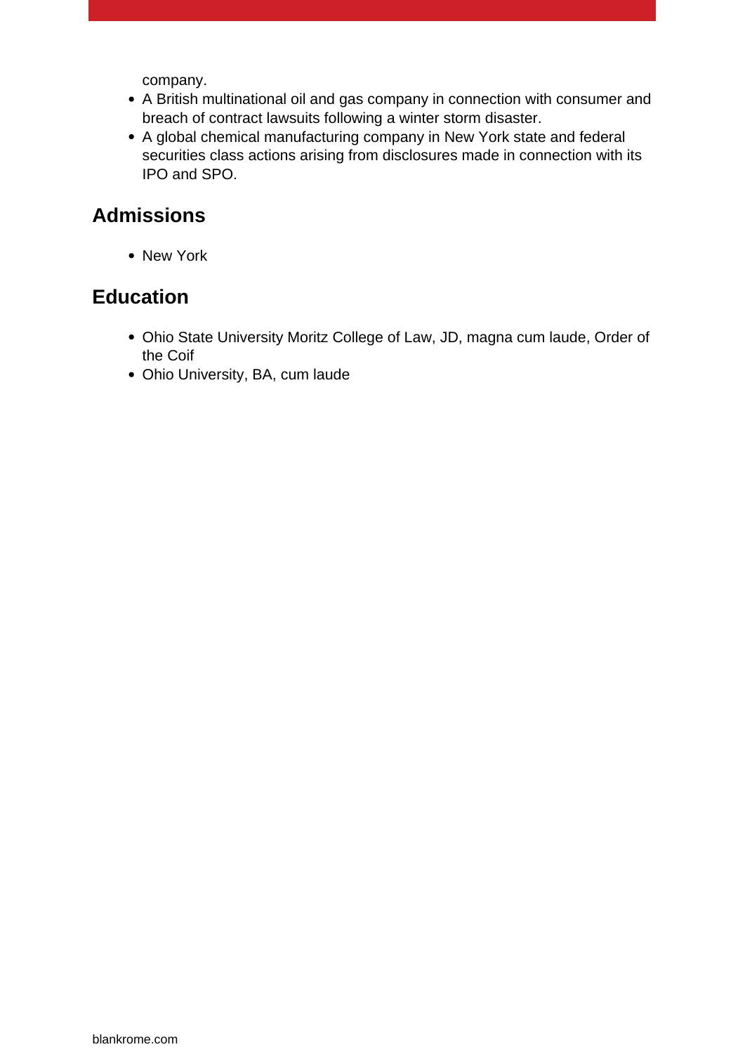company.
- A British multinational oil and gas company in connection with consumer and breach of contract lawsuits following a winter storm disaster.
- A global chemical manufacturing company in New York state and federal securities class actions arising from disclosures made in connection with its IPO and SPO.

## Admissions

- New York

## Education

- Ohio State University Moritz College of Law, JD, magna cum laude, Order of the Coif
- Ohio University, BA, cum laude